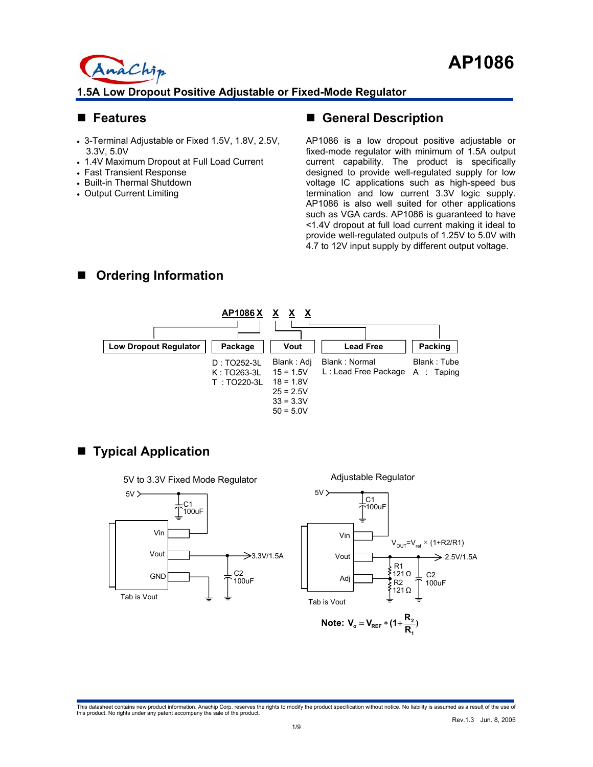# AP1086

## 1.5A Low Dropout Positive Adjustable or Fixed-Mode Regulator

## ■ Features

- 3-Terminal Adjustable or Fixed 1.5V, 1.8V, 2.5V, 3.3V, 5.0V
- 1.4V Maximum Dropout at Full Load Current
- Fast Transient Response
- Built-in Thermal Shutdown
- Output Current Limiting

## ■ General Description

AP1086 is a low dropout positive adjustable or fixed-mode regulator with minimum of 1.5A output current capability. The product is specifically designed to provide well-regulated supply for low voltage IC applications such as high-speed bus termination and low current 3.3V logic supply. AP1086 is also well suited for other applications such as VGA cards. AP1086 is guaranteed to have <1.4V dropout at full load current making it ideal to provide well-regulated outputs of 1.25V to 5.0V with 4.7 to 12V input supply by different output voltage.

## ■ Ordering Information

AP1086 X X X X

| Low Dropout Regulator | Package | Vout | Lead Free | Packing |
|---|---|---|---|---|
| | D : TO252-3L | Blank : Adj | Blank : Normal | Blank : Tube |
| | K : TO263-3L | 15 = 1.5V | L : Lead Free Package | A : Taping |
| | T : TO220-3L | 18 = 1.8V | | |
| | | 25 = 2.5V | | |
| | | 33 = 3.3V | | |
| | | 50 = 5.0V | | |

## ■ Typical Application

5V to 3.3V Fixed Mode Regulator

5V; C1 100uF; Vin; Vout; GND; 3.3V/1.5A; C2 100uF; Tab is Vout

Adjustable Regulator

5V; C1 100uF; Vin; Vout; Adj; $V_{OUT}=V_{ref} \times (1+R2/R1)$; 2.5V/1.5A; R1 121Ω; R2 121Ω; C2 100uF; Tab is Vout

**Note:** $V_o = V_{REF} * (1+\frac{R_2}{R_1})$

This datasheet contains new product information. Anachip Corp. reserves the rights to modify the product specification without notice. No liability is assumed as a result of the use of this product. No rights under any patent accompany the sale of the product.

Rev.1.3 Jun. 8, 2005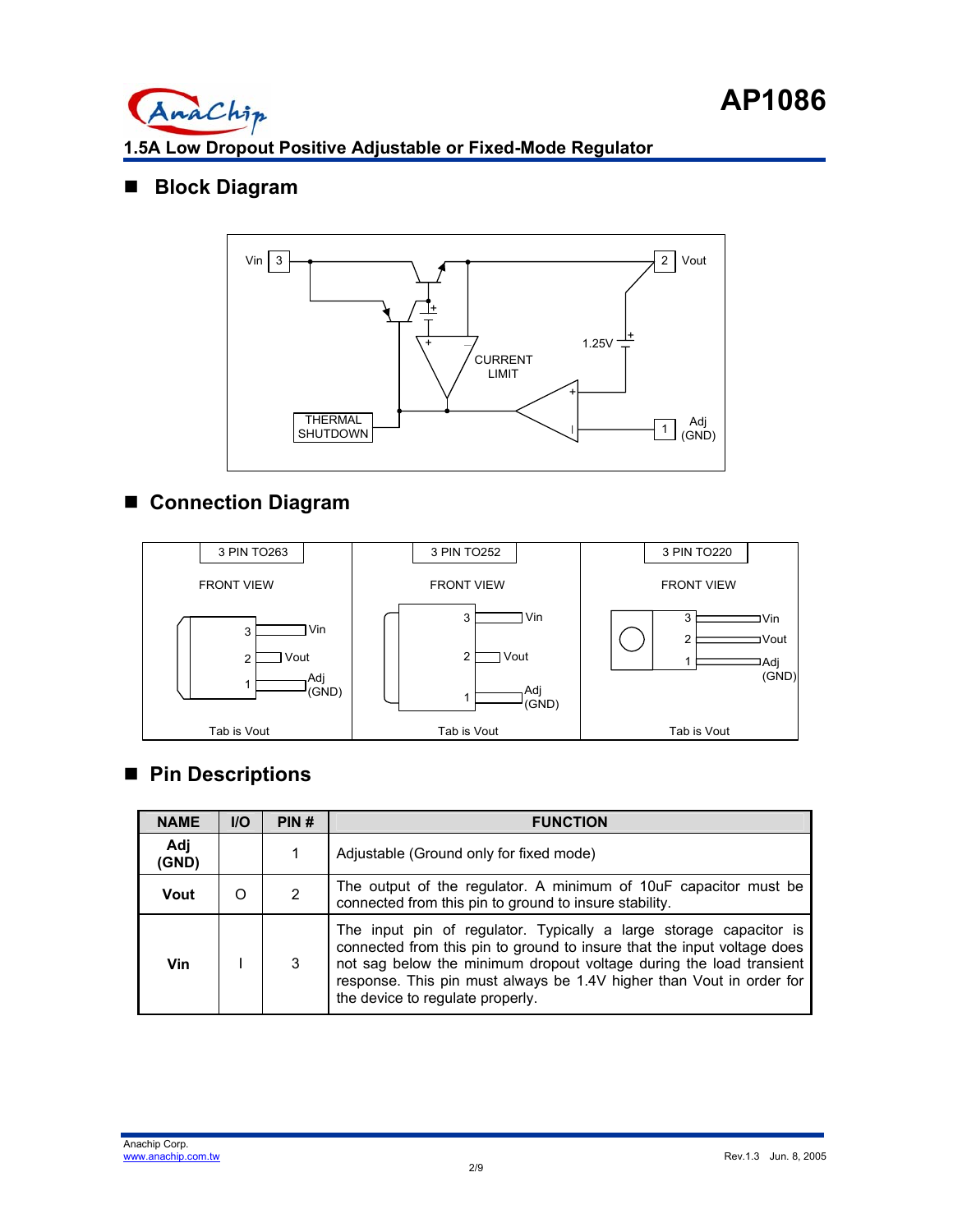## Block Diagram

## Connection Diagram

## Pin Descriptions

| NAME | I/O | PIN # | FUNCTION |
|---|---|---|---|
| **Adj (GND)** | | 1 | Adjustable (Ground only for fixed mode) |
| **Vout** | O | 2 | The output of the regulator. A minimum of 10uF capacitor must be connected from this pin to ground to insure stability. |
| **Vin** | I | 3 | The input pin of regulator. Typically a large storage capacitor is connected from this pin to ground to insure that the input voltage does not sag below the minimum dropout voltage during the load transient response. This pin must always be 1.4V higher than Vout in order for the device to regulate properly. |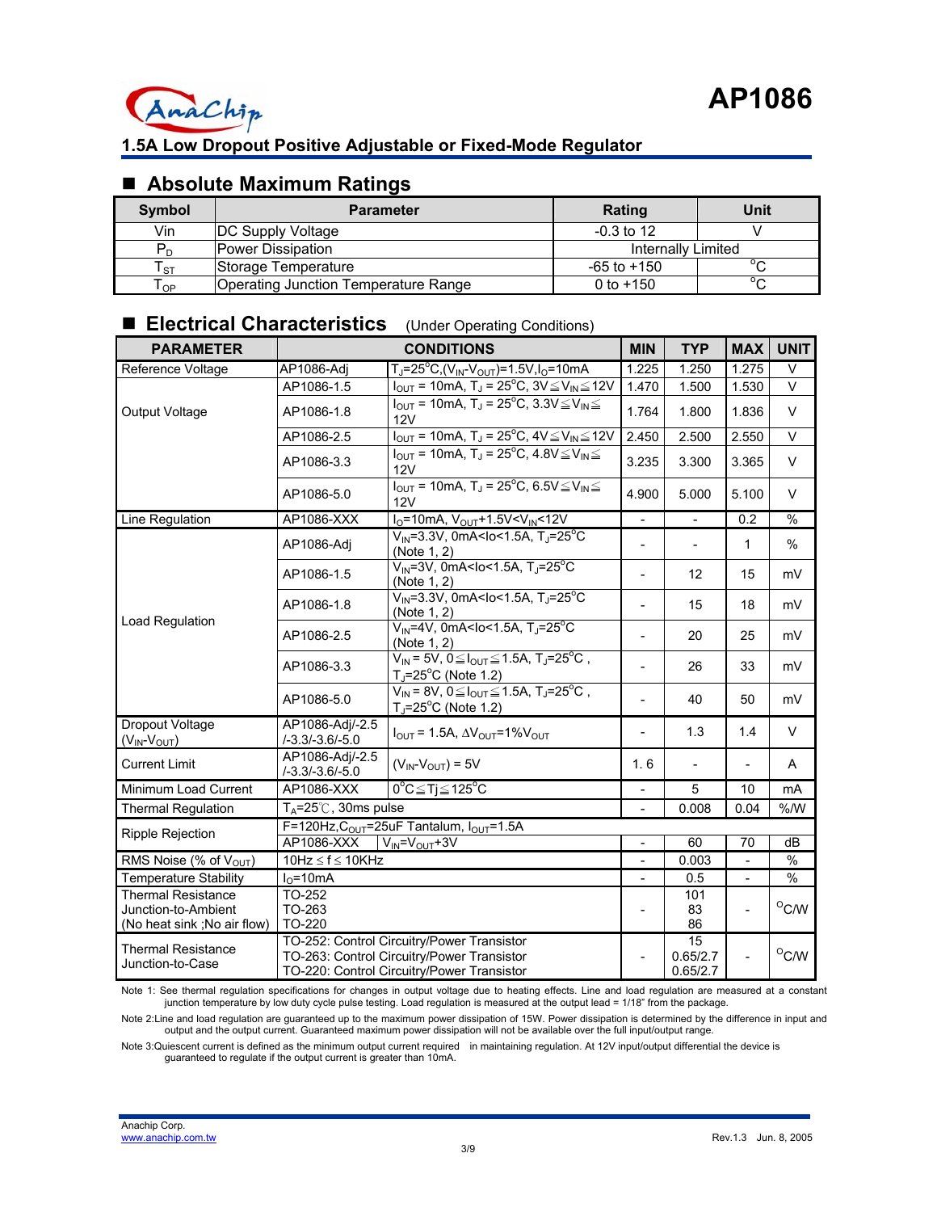## 1.5A Low Dropout Positive Adjustable or Fixed-Mode Regulator

## ■ Absolute Maximum Ratings

| Symbol | Parameter | Rating | Unit |
|---|---|---|---|
| Vin | DC Supply Voltage | -0.3 to 12 | V |
| $P_D$ | Power Dissipation | Internally Limited | |
| $T_{ST}$ | Storage Temperature | -65 to +150 | $^oC$ |
| $T_{OP}$ | Operating Junction Temperature Range | 0 to +150 | $^oC$ |

## ■ Electrical Characteristics (Under Operating Conditions)

| PARAMETER | CONDITIONS | | MIN | TYP | MAX | UNIT |
|---|---|---|---|---|---|---|
| Reference Voltage | AP1086-Adj | $T_J$=25°C,($V_{IN}$-$V_{OUT}$)=1.5V,$I_O$=10mA | 1.225 | 1.250 | 1.275 | V |
| Output Voltage | AP1086-1.5 | $I_{OUT}$ = 10mA, $T_J$ = 25°C, 3V≦$V_{IN}$≦12V | 1.470 | 1.500 | 1.530 | V |
| | AP1086-1.8 | $I_{OUT}$ = 10mA, $T_J$ = 25°C, 3.3V≦$V_{IN}$≦12V | 1.764 | 1.800 | 1.836 | V |
| | AP1086-2.5 | $I_{OUT}$ = 10mA, $T_J$ = 25°C, 4V≦$V_{IN}$≦12V | 2.450 | 2.500 | 2.550 | V |
| | AP1086-3.3 | $I_{OUT}$ = 10mA, $T_J$ = 25°C, 4.8V≦$V_{IN}$≦12V | 3.235 | 3.300 | 3.365 | V |
| | AP1086-5.0 | $I_{OUT}$ = 10mA, $T_J$ = 25°C, 6.5V≦$V_{IN}$≦12V | 4.900 | 5.000 | 5.100 | V |
| Line Regulation | AP1086-XXX | $I_O$=10mA, $V_{OUT}$+1.5V<$V_{IN}$<12V | - | - | 0.2 | % |
| Load Regulation | AP1086-Adj | $V_{IN}$=3.3V, 0mA<Io<1.5A, $T_J$=25°C (Note 1, 2) | - | - | 1 | % |
| | AP1086-1.5 | $V_{IN}$=3V, 0mA<Io<1.5A, $T_J$=25°C (Note 1, 2) | - | 12 | 15 | mV |
| | AP1086-1.8 | $V_{IN}$=3.3V, 0mA<Io<1.5A, $T_J$=25°C (Note 1, 2) | - | 15 | 18 | mV |
| | AP1086-2.5 | $V_{IN}$=4V, 0mA<Io<1.5A, $T_J$=25°C (Note 1, 2) | - | 20 | 25 | mV |
| | AP1086-3.3 | $V_{IN}$ = 5V, 0≦$I_{OUT}$≦1.5A, $T_J$=25°C , $T_J$=25°C (Note 1.2) | - | 26 | 33 | mV |
| | AP1086-5.0 | $V_{IN}$ = 8V, 0≦$I_{OUT}$≦1.5A, $T_J$=25°C , $T_J$=25°C (Note 1.2) | - | 40 | 50 | mV |
| Dropout Voltage ($V_{IN}$-$V_{OUT}$) | AP1086-Adj/-2.5 /-3.3/-3.6/-5.0 | $I_{OUT}$ = 1.5A, Δ$V_{OUT}$=1%$V_{OUT}$ | - | 1.3 | 1.4 | V |
| Current Limit | AP1086-Adj/-2.5 /-3.3/-3.6/-5.0 | ($V_{IN}$-$V_{OUT}$) = 5V | 1. 6 | - | - | A |
| Minimum Load Current | AP1086-XXX | 0°C≦Tj≦125°C | - | 5 | 10 | mA |
| Thermal Regulation | $T_A$=25℃, 30ms pulse | | - | 0.008 | 0.04 | %/W |
| Ripple Rejection | F=120Hz,$C_{OUT}$=25uF Tantalum, $I_{OUT}$=1.5A | | | | | |
| | AP1086-XXX | $V_{IN}$=$V_{OUT}$+3V | - | 60 | 70 | dB |
| RMS Noise (% of $V_{OUT}$) | 10Hz ≤ f ≤ 10KHz | | - | 0.003 | - | % |
| Temperature Stability | $I_O$=10mA | | - | 0.5 | - | % |
| Thermal Resistance Junction-to-Ambient (No heat sink ;No air flow) | TO-252<br>TO-263<br>TO-220 | | - | 101<br>83<br>86 | - | $^oC/W$ |
| Thermal Resistance Junction-to-Case | TO-252: Control Circuitry/Power Transistor<br>TO-263: Control Circuitry/Power Transistor<br>TO-220: Control Circuitry/Power Transistor | | - | 15<br>0.65/2.7<br>0.65/2.7 | - | $^oC/W$ |

Note 1: See thermal regulation specifications for changes in output voltage due to heating effects. Line and load regulation are measured at a constant junction temperature by low duty cycle pulse testing. Load regulation is measured at the output lead = 1/18" from the package.

Note 2:Line and load regulation are guaranteed up to the maximum power dissipation of 15W. Power dissipation is determined by the difference in input and output and the output current. Guaranteed maximum power dissipation will not be available over the full input/output range.

Note 3:Quiescent current is defined as the minimum output current required in maintaining regulation. At 12V input/output differential the device is guaranteed to regulate if the output current is greater than 10mA.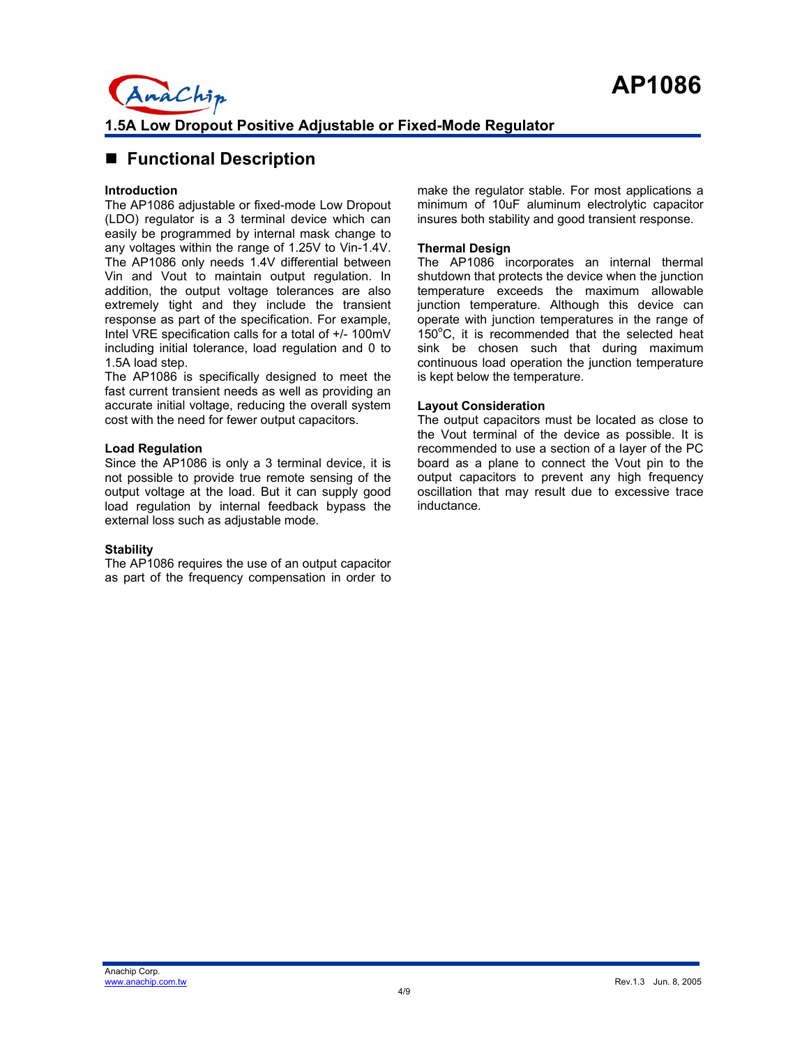## Functional Description

### Introduction

The AP1086 adjustable or fixed-mode Low Dropout (LDO) regulator is a 3 terminal device which can easily be programmed by internal mask change to any voltages within the range of 1.25V to Vin-1.4V. The AP1086 only needs 1.4V differential between Vin and Vout to maintain output regulation. In addition, the output voltage tolerances are also extremely tight and they include the transient response as part of the specification. For example, Intel VRE specification calls for a total of +/- 100mV including initial tolerance, load regulation and 0 to 1.5A load step.

The AP1086 is specifically designed to meet the fast current transient needs as well as providing an accurate initial voltage, reducing the overall system cost with the need for fewer output capacitors.

### Load Regulation

Since the AP1086 is only a 3 terminal device, it is not possible to provide true remote sensing of the output voltage at the load. But it can supply good load regulation by internal feedback bypass the external loss such as adjustable mode.

### Stability

The AP1086 requires the use of an output capacitor as part of the frequency compensation in order to make the regulator stable. For most applications a minimum of 10uF aluminum electrolytic capacitor insures both stability and good transient response.

### Thermal Design

The AP1086 incorporates an internal thermal shutdown that protects the device when the junction temperature exceeds the maximum allowable junction temperature. Although this device can operate with junction temperatures in the range of 150°C, it is recommended that the selected heat sink be chosen such that during maximum continuous load operation the junction temperature is kept below the temperature.

### Layout Consideration

The output capacitors must be located as close to the Vout terminal of the device as possible. It is recommended to use a section of a layer of the PC board as a plane to connect the Vout pin to the output capacitors to prevent any high frequency oscillation that may result due to excessive trace inductance.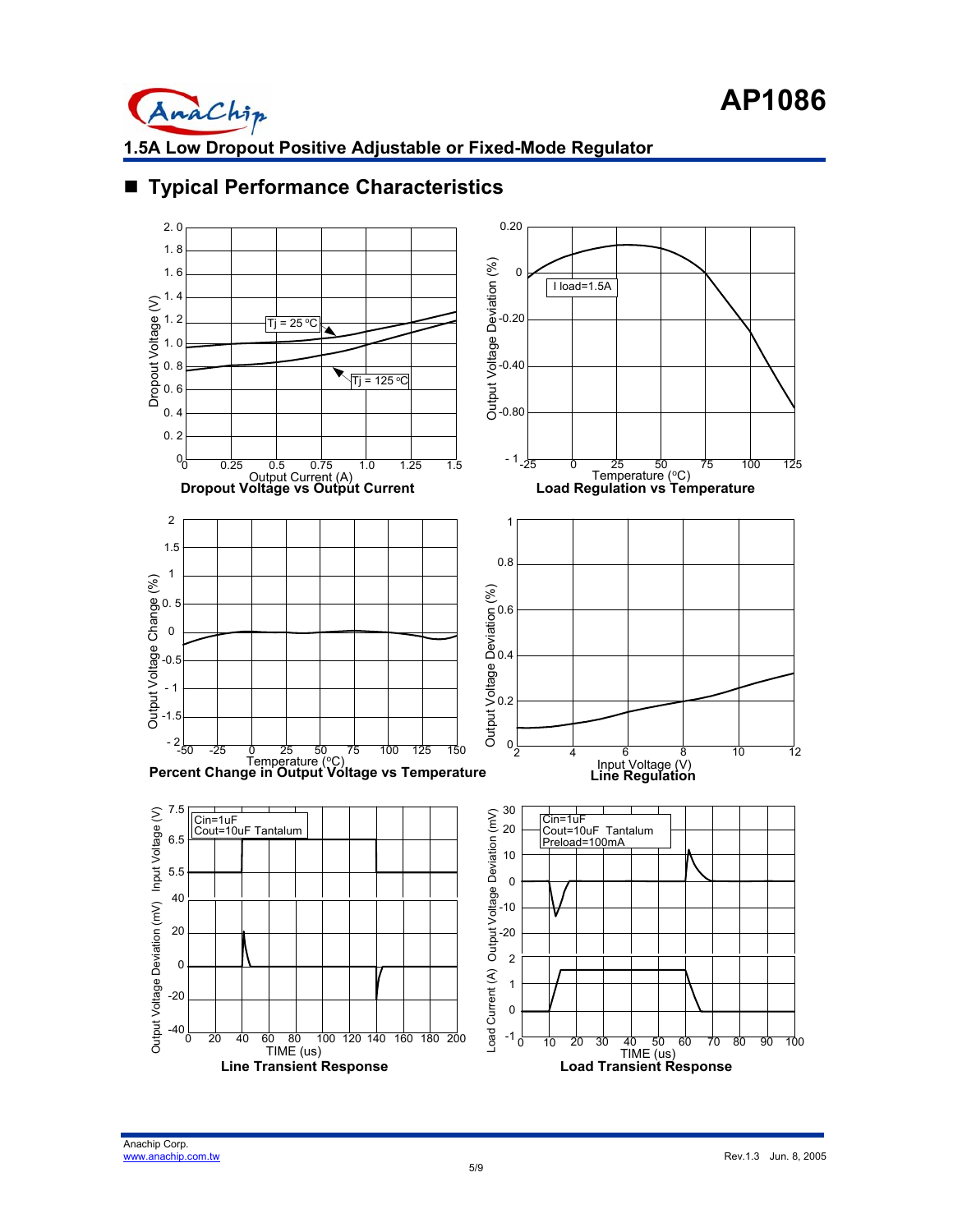## ■ Typical Performance Characteristics

Dropout Voltage vs Output Current

Load Regulation vs Temperature

Percent Change in Output Voltage vs Temperature

Line Regulation

Line Transient Response

Load Transient Response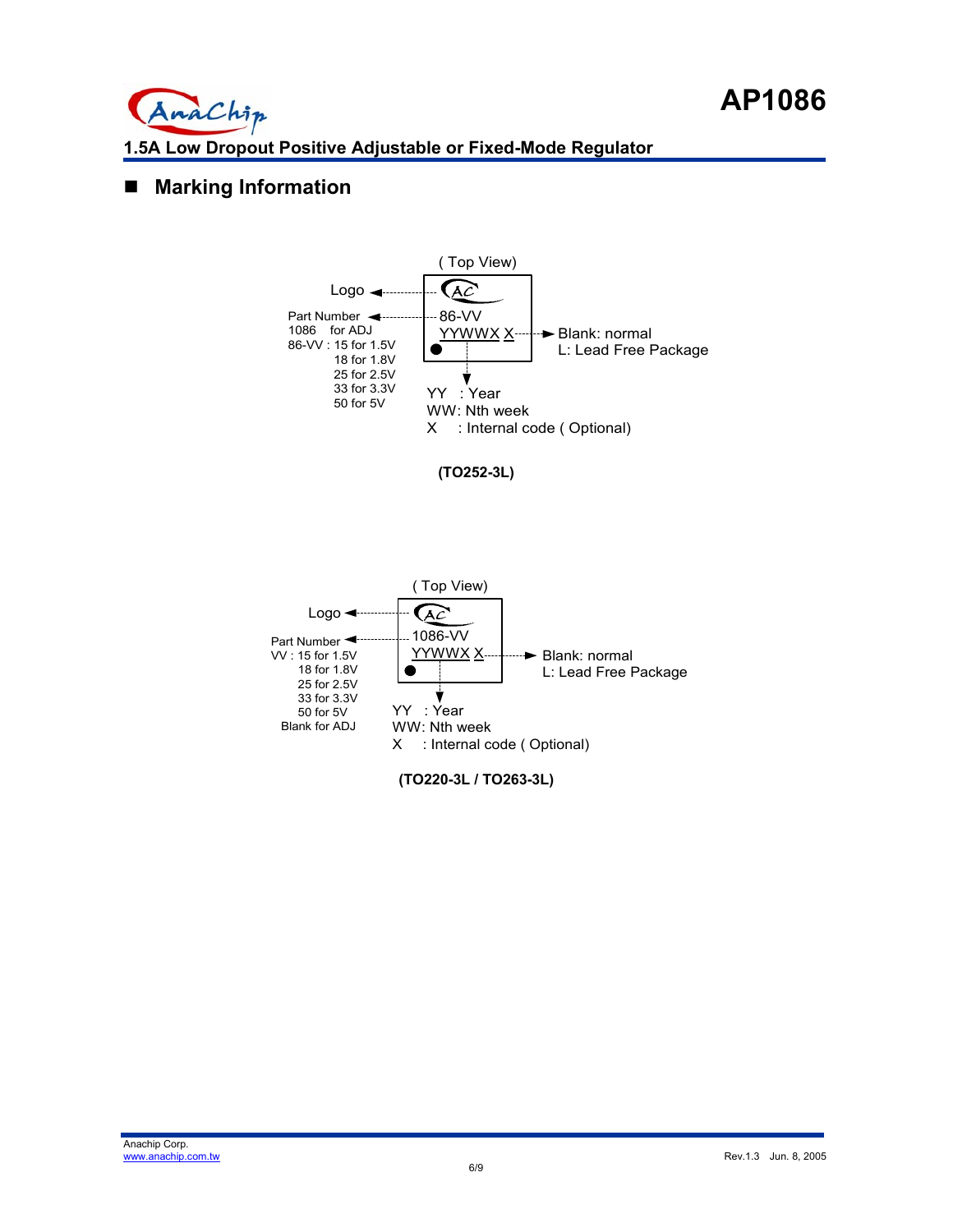## ■ Marking Information

( Top View)

Logo

Part Number
1086 for ADJ
86-VV : 15 for 1.5V
18 for 1.8V
25 for 2.5V
33 for 3.3V
50 for 5V

86-VV
YYWWX X

X: Blank: normal
L: Lead Free Package

YY : Year
WW: Nth week
X : Internal code ( Optional)

**(TO252-3L)**

( Top View)

Logo

Part Number
VV : 15 for 1.5V
18 for 1.8V
25 for 2.5V
33 for 3.3V
50 for 5V
Blank for ADJ

1086-VV
YYWWX X

X: Blank: normal
L: Lead Free Package

YY : Year
WW: Nth week
X : Internal code ( Optional)

**(TO220-3L / TO263-3L)**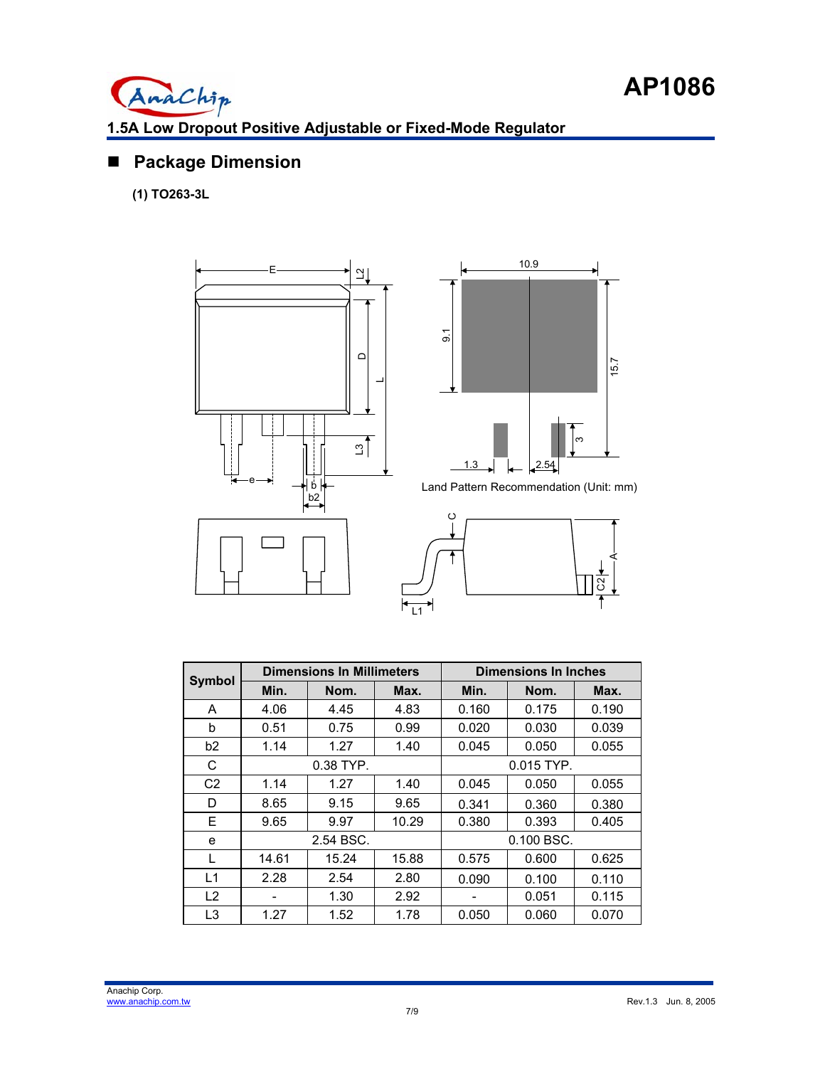## ■ Package Dimension

**(1) TO263-3L**

Land Pattern Recommendation (Unit: mm)

| Symbol | Dimensions In Millimeters | | | Dimensions In Inches | | |
|---|---|---|---|---|---|---|
| | Min. | Nom. | Max. | Min. | Nom. | Max. |
| A | 4.06 | 4.45 | 4.83 | 0.160 | 0.175 | 0.190 |
| b | 0.51 | 0.75 | 0.99 | 0.020 | 0.030 | 0.039 |
| b2 | 1.14 | 1.27 | 1.40 | 0.045 | 0.050 | 0.055 |
| C | 0.38 TYP. | | | 0.015 TYP. | | |
| C2 | 1.14 | 1.27 | 1.40 | 0.045 | 0.050 | 0.055 |
| D | 8.65 | 9.15 | 9.65 | 0.341 | 0.360 | 0.380 |
| E | 9.65 | 9.97 | 10.29 | 0.380 | 0.393 | 0.405 |
| e | 2.54 BSC. | | | 0.100 BSC. | | |
| L | 14.61 | 15.24 | 15.88 | 0.575 | 0.600 | 0.625 |
| L1 | 2.28 | 2.54 | 2.80 | 0.090 | 0.100 | 0.110 |
| L2 | - | 1.30 | 2.92 | - | 0.051 | 0.115 |
| L3 | 1.27 | 1.52 | 1.78 | 0.050 | 0.060 | 0.070 |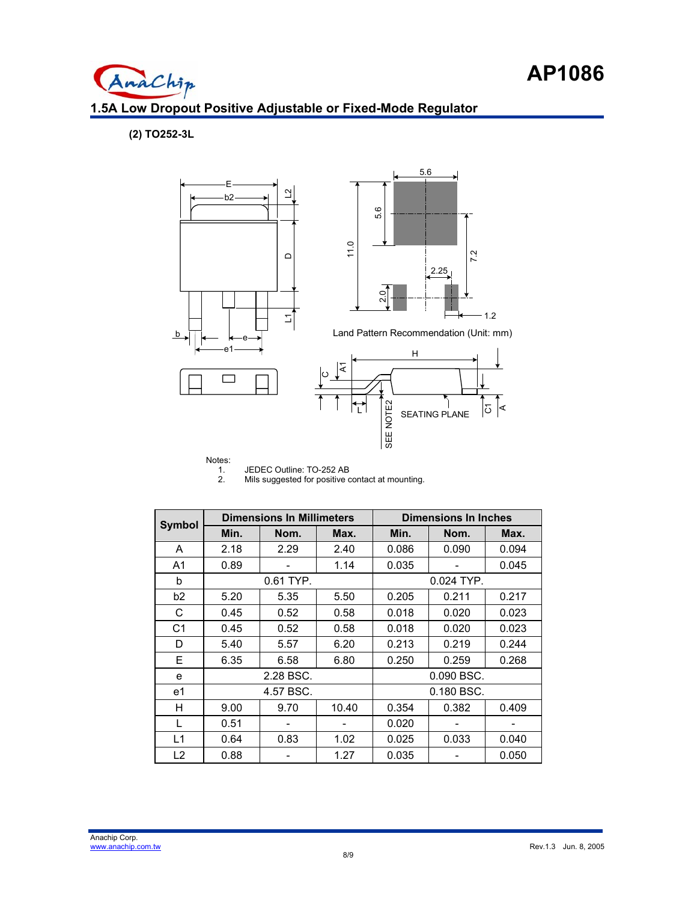# AP1086

## 1.5A Low Dropout Positive Adjustable or Fixed-Mode Regulator

**(2) TO252-3L**

Land Pattern Recommendation (Unit: mm)

Notes:
1. JEDEC Outline: TO-252 AB
2. Mils suggested for positive contact at mounting.

| Symbol | Dimensions In Millimeters | | | Dimensions In Inches | | |
|---|---|---|---|---|---|---|
| | Min. | Nom. | Max. | Min. | Nom. | Max. |
| A | 2.18 | 2.29 | 2.40 | 0.086 | 0.090 | 0.094 |
| A1 | 0.89 | - | 1.14 | 0.035 | - | 0.045 |
| b | 0.61 TYP. | | | 0.024 TYP. | | |
| b2 | 5.20 | 5.35 | 5.50 | 0.205 | 0.211 | 0.217 |
| C | 0.45 | 0.52 | 0.58 | 0.018 | 0.020 | 0.023 |
| C1 | 0.45 | 0.52 | 0.58 | 0.018 | 0.020 | 0.023 |
| D | 5.40 | 5.57 | 6.20 | 0.213 | 0.219 | 0.244 |
| E | 6.35 | 6.58 | 6.80 | 0.250 | 0.259 | 0.268 |
| e | 2.28 BSC. | | | 0.090 BSC. | | |
| e1 | 4.57 BSC. | | | 0.180 BSC. | | |
| H | 9.00 | 9.70 | 10.40 | 0.354 | 0.382 | 0.409 |
| L | 0.51 | - | - | 0.020 | - | - |
| L1 | 0.64 | 0.83 | 1.02 | 0.025 | 0.033 | 0.040 |
| L2 | 0.88 | - | 1.27 | 0.035 | - | 0.050 |

Anachip Corp.
www.anachip.com.tw

Rev.1.3 Jun. 8, 2005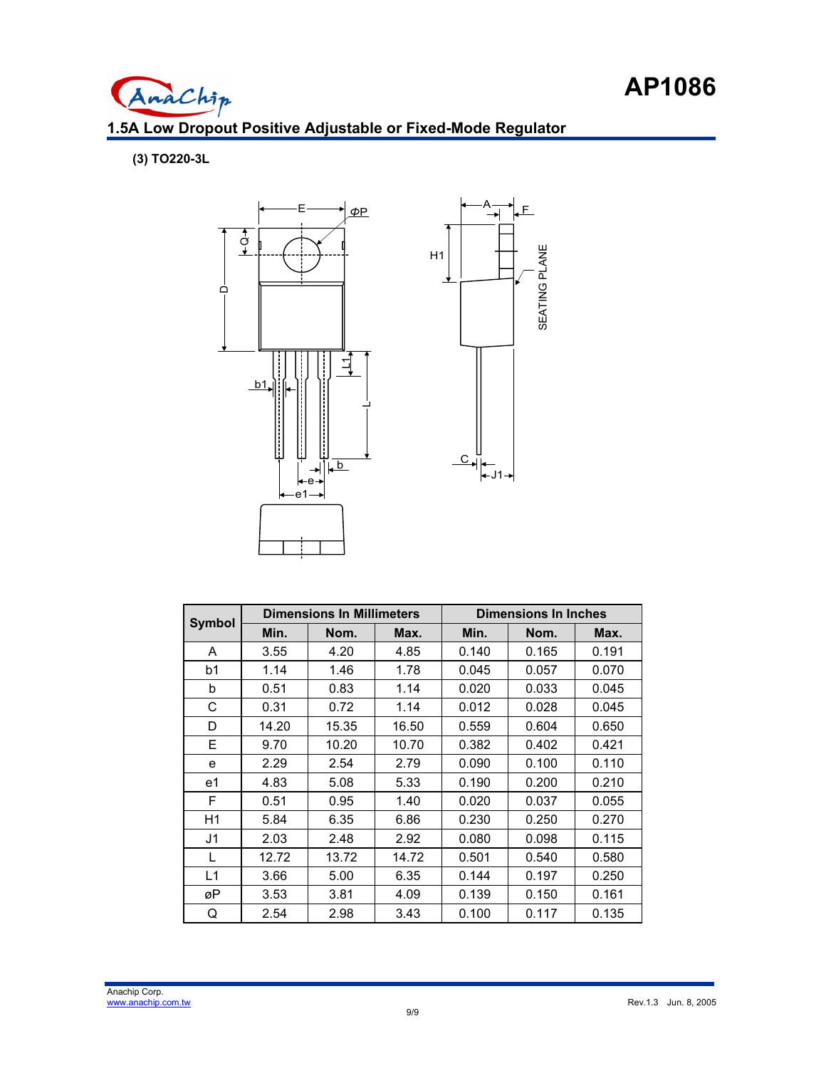### (3) TO220-3L

| Symbol | Dimensions In Millimeters | | | Dimensions In Inches | | |
|---|---|---|---|---|---|---|
| | Min. | Nom. | Max. | Min. | Nom. | Max. |
| A | 3.55 | 4.20 | 4.85 | 0.140 | 0.165 | 0.191 |
| b1 | 1.14 | 1.46 | 1.78 | 0.045 | 0.057 | 0.070 |
| b | 0.51 | 0.83 | 1.14 | 0.020 | 0.033 | 0.045 |
| C | 0.31 | 0.72 | 1.14 | 0.012 | 0.028 | 0.045 |
| D | 14.20 | 15.35 | 16.50 | 0.559 | 0.604 | 0.650 |
| E | 9.70 | 10.20 | 10.70 | 0.382 | 0.402 | 0.421 |
| e | 2.29 | 2.54 | 2.79 | 0.090 | 0.100 | 0.110 |
| e1 | 4.83 | 5.08 | 5.33 | 0.190 | 0.200 | 0.210 |
| F | 0.51 | 0.95 | 1.40 | 0.020 | 0.037 | 0.055 |
| H1 | 5.84 | 6.35 | 6.86 | 0.230 | 0.250 | 0.270 |
| J1 | 2.03 | 2.48 | 2.92 | 0.080 | 0.098 | 0.115 |
| L | 12.72 | 13.72 | 14.72 | 0.501 | 0.540 | 0.580 |
| L1 | 3.66 | 5.00 | 6.35 | 0.144 | 0.197 | 0.250 |
| øP | 3.53 | 3.81 | 4.09 | 0.139 | 0.150 | 0.161 |
| Q | 2.54 | 2.98 | 3.43 | 0.100 | 0.117 | 0.135 |